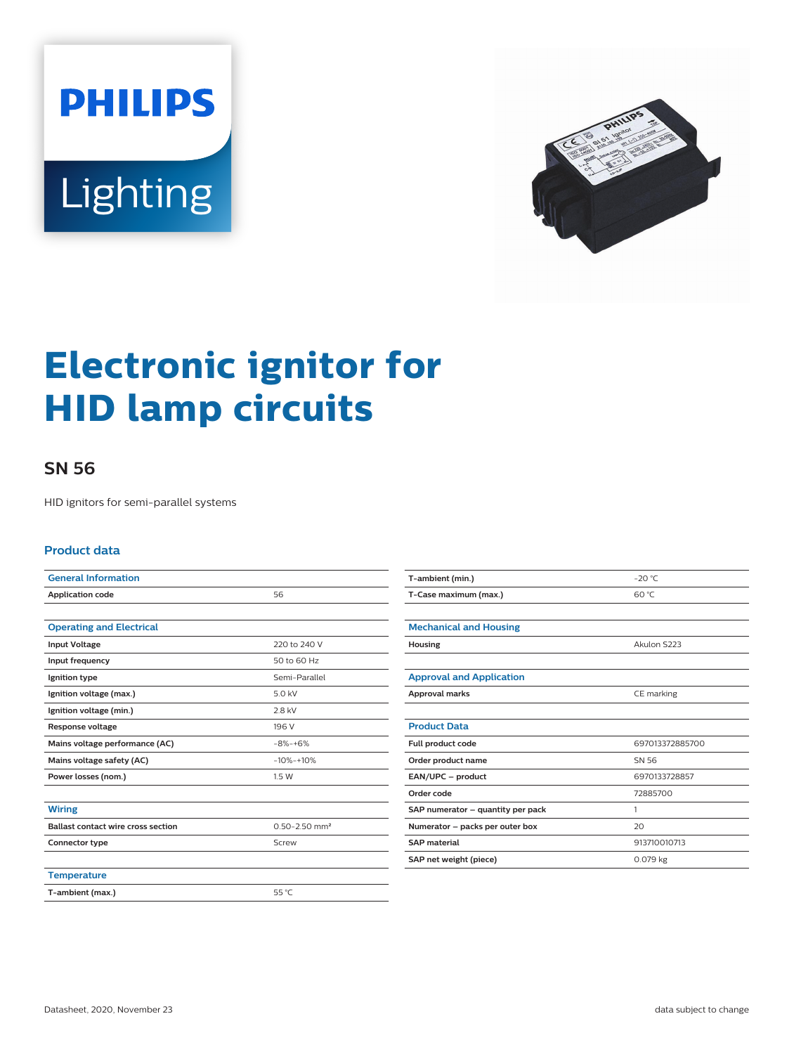# Electronic ignitor for HID lamp circuits

## SN 56

HID ignitors for semi-parallel systems

### Product data

| General Information | |
|---|---|
| Application code | 56 |

| Operating and Electrical | |
|---|---|
| Input Voltage | 220 to 240 V |
| Input frequency | 50 to 60 Hz |
| Ignition type | Semi-Parallel |
| Ignition voltage (max.) | 5.0 kV |
| Ignition voltage (min.) | 2.8 kV |
| Response voltage | 196 V |
| Mains voltage performance (AC) | -8%-+6% |
| Mains voltage safety (AC) | -10%-+10% |
| Power losses (nom.) | 1.5 W |

| Wiring | |
|---|---|
| Ballast contact wire cross section | 0.50-2.50 mm² |
| Connector type | Screw |

| Temperature | |
|---|---|
| T-ambient (max.) | 55 °C |
| T-ambient (min.) | -20 °C |
| T-Case maximum (max.) | 60 °C |

| Mechanical and Housing | |
|---|---|
| Housing | Akulon S223 |

| Approval and Application | |
|---|---|
| Approval marks | CE marking |

| Product Data | |
|---|---|
| Full product code | 697013372885700 |
| Order product name | SN 56 |
| EAN/UPC – product | 6970133728857 |
| Order code | 72885700 |
| SAP numerator – quantity per pack | 1 |
| Numerator – packs per outer box | 20 |
| SAP material | 913710010713 |
| SAP net weight (piece) | 0.079 kg |

Datasheet, 2020, November 23

data subject to change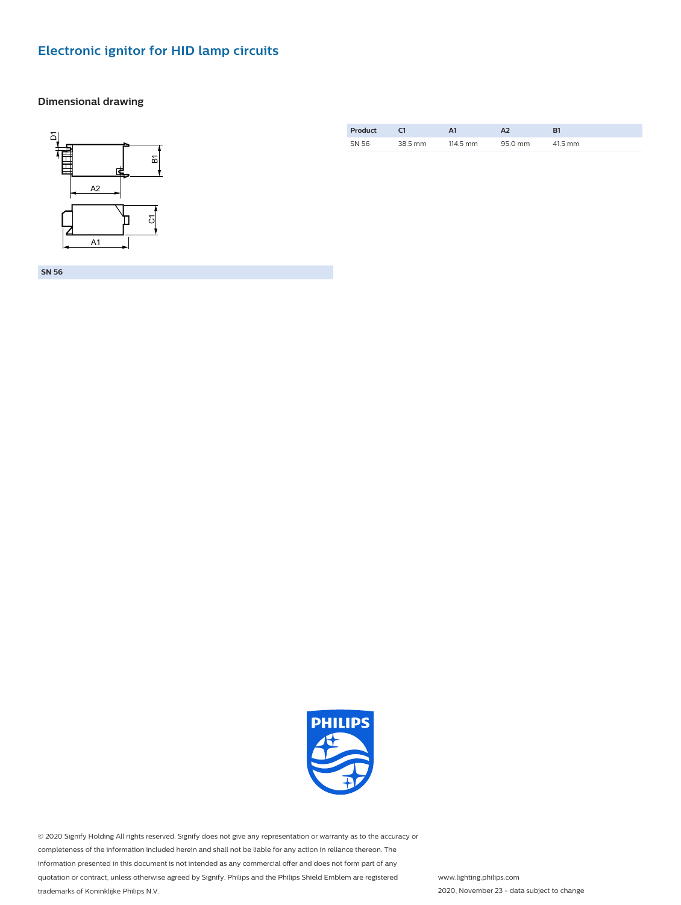## Electronic ignitor for HID lamp circuits

### Dimensional drawing

D1

B1

A2

C1

A1

SN 56

| Product | C1 | A1 | A2 | B1 |
|---|---|---|---|---|
| SN 56 | 38.5 mm | 114.5 mm | 95.0 mm | 41.5 mm |

© 2020 Signify Holding All rights reserved. Signify does not give any representation or warranty as to the accuracy or completeness of the information included herein and shall not be liable for any action in reliance thereon. The information presented in this document is not intended as any commercial offer and does not form part of any quotation or contract, unless otherwise agreed by Signify. Philips and the Philips Shield Emblem are registered trademarks of Koninklijke Philips N.V.

www.lighting.philips.com

2020, November 23 - data subject to change